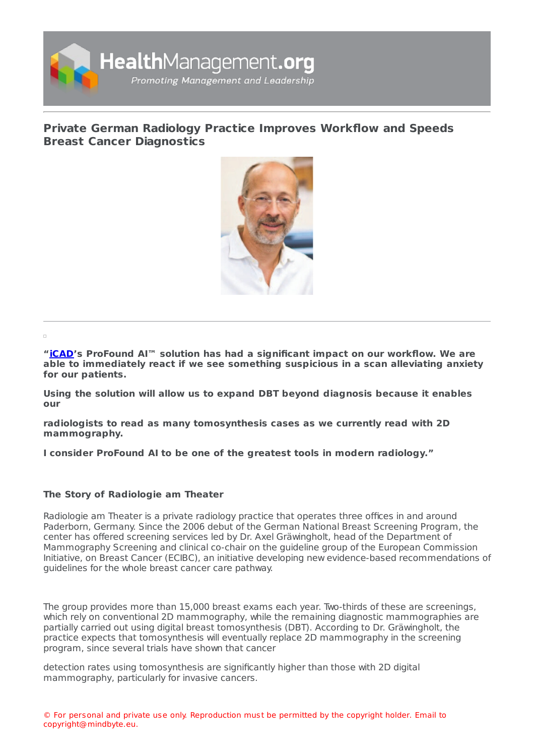# Private German Radiology Practice Improves Workflow and Speeds Breast Cancer Diagnostics

**"iCAD's ProFound AI™ solution has had a significant impact on our workflow. We are able to immediately react if we see something suspicious in a scan alleviating anxiety for our patients.**

**Using the solution will allow us to expand DBT beyond diagnosis because it enables our**

**radiologists to read as many tomosynthesis cases as we currently read with 2D mammography.**

**I consider ProFound AI to be one of the greatest tools in modern radiology."**

**The Story of Radiologie am Theater**

Radiologie am Theater is a private radiology practice that operates three offices in and around Paderborn, Germany. Since the 2006 debut of the German National Breast Screening Program, the center has offered screening services led by Dr. Axel Gräwingholt, head of the Department of Mammography Screening and clinical co-chair on the guideline group of the European Commission Initiative, on Breast Cancer (ECIBC), an initiative developing new evidence-based recommendations of guidelines for the whole breast cancer care pathway.

The group provides more than 15,000 breast exams each year. Two-thirds of these are screenings, which rely on conventional 2D mammography, while the remaining diagnostic mammographies are partially carried out using digital breast tomosynthesis (DBT). According to Dr. Gräwingholt, the practice expects that tomosynthesis will eventually replace 2D mammography in the screening program, since several trials have shown that cancer

detection rates using tomosynthesis are significantly higher than those with 2D digital mammography, particularly for invasive cancers.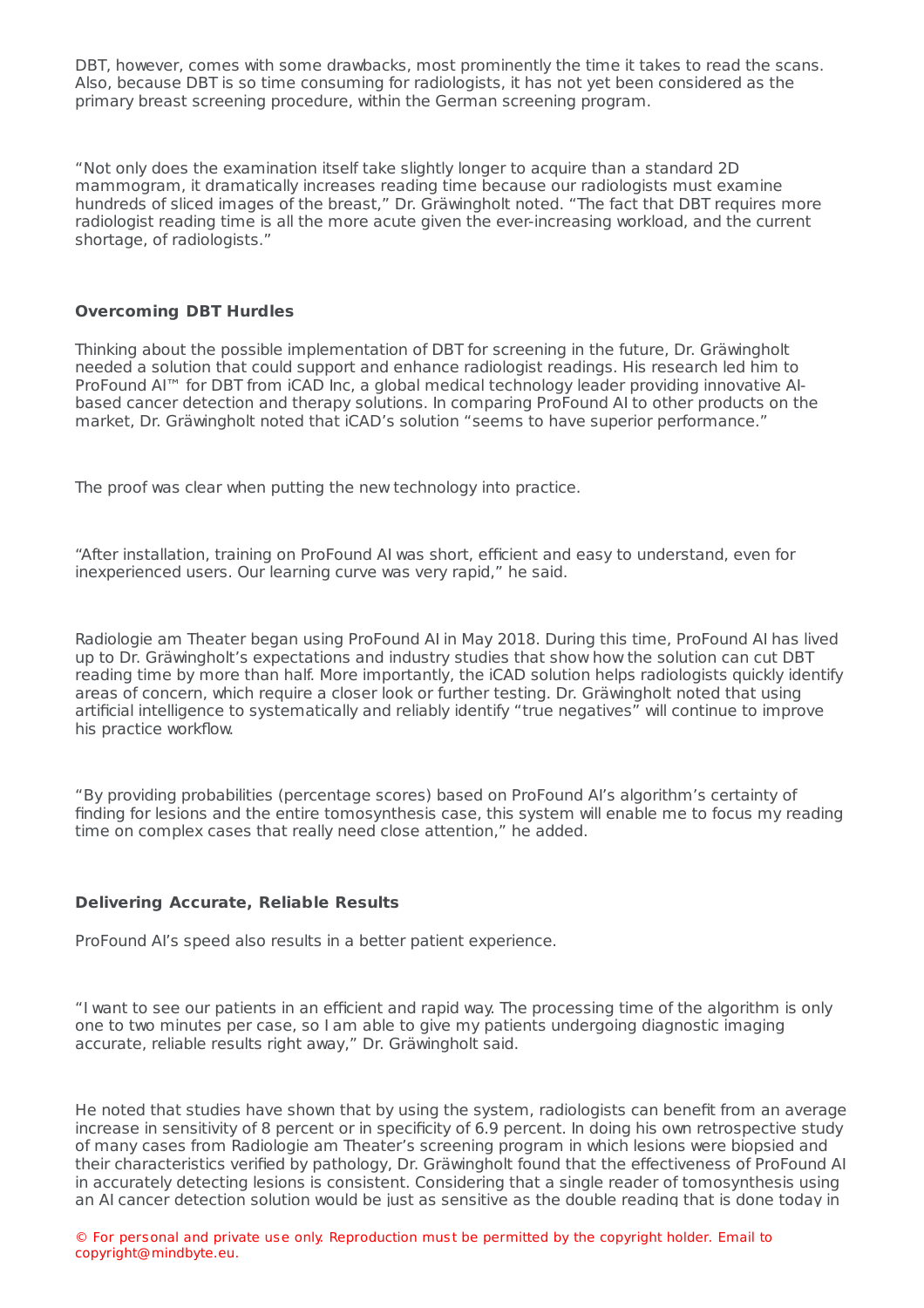DBT, however, comes with some drawbacks, most prominently the time it takes to read the scans. Also, because DBT is so time consuming for radiologists, it has not yet been considered as the primary breast screening procedure, within the German screening program.

“Not only does the examination itself take slightly longer to acquire than a standard 2D mammogram, it dramatically increases reading time because our radiologists must examine hundreds of sliced images of the breast,” Dr. Gräwingholt noted. “The fact that DBT requires more radiologist reading time is all the more acute given the ever-increasing workload, and the current shortage, of radiologists.”

**Overcoming DBT Hurdles**

Thinking about the possible implementation of DBT for screening in the future, Dr. Gräwingholt needed a solution that could support and enhance radiologist readings. His research led him to ProFound AI™ for DBT from iCAD Inc, a global medical technology leader providing innovative AI-based cancer detection and therapy solutions. In comparing ProFound AI to other products on the market, Dr. Gräwingholt noted that iCAD’s solution “seems to have superior performance.”

The proof was clear when putting the new technology into practice.

“After installation, training on ProFound AI was short, efficient and easy to understand, even for inexperienced users. Our learning curve was very rapid,” he said.

Radiologie am Theater began using ProFound AI in May 2018. During this time, ProFound AI has lived up to Dr. Gräwingholt’s expectations and industry studies that show how the solution can cut DBT reading time by more than half. More importantly, the iCAD solution helps radiologists quickly identify areas of concern, which require a closer look or further testing. Dr. Gräwingholt noted that using artificial intelligence to systematically and reliably identify “true negatives” will continue to improve his practice workflow.

“By providing probabilities (percentage scores) based on ProFound AI’s algorithm’s certainty of finding for lesions and the entire tomosynthesis case, this system will enable me to focus my reading time on complex cases that really need close attention,” he added.

**Delivering Accurate, Reliable Results**

ProFound AI’s speed also results in a better patient experience.

“I want to see our patients in an efficient and rapid way. The processing time of the algorithm is only one to two minutes per case, so I am able to give my patients undergoing diagnostic imaging accurate, reliable results right away,” Dr. Gräwingholt said.

He noted that studies have shown that by using the system, radiologists can benefit from an average increase in sensitivity of 8 percent or in specificity of 6.9 percent. In doing his own retrospective study of many cases from Radiologie am Theater’s screening program in which lesions were biopsied and their characteristics verified by pathology, Dr. Gräwingholt found that the effectiveness of ProFound AI in accurately detecting lesions is consistent. Considering that a single reader of tomosynthesis using an AI cancer detection solution would be just as sensitive as the double reading that is done today in

© For personal and private use only. Reproduction must be permitted by the copyright holder. Email to copyright@mindbyte.eu.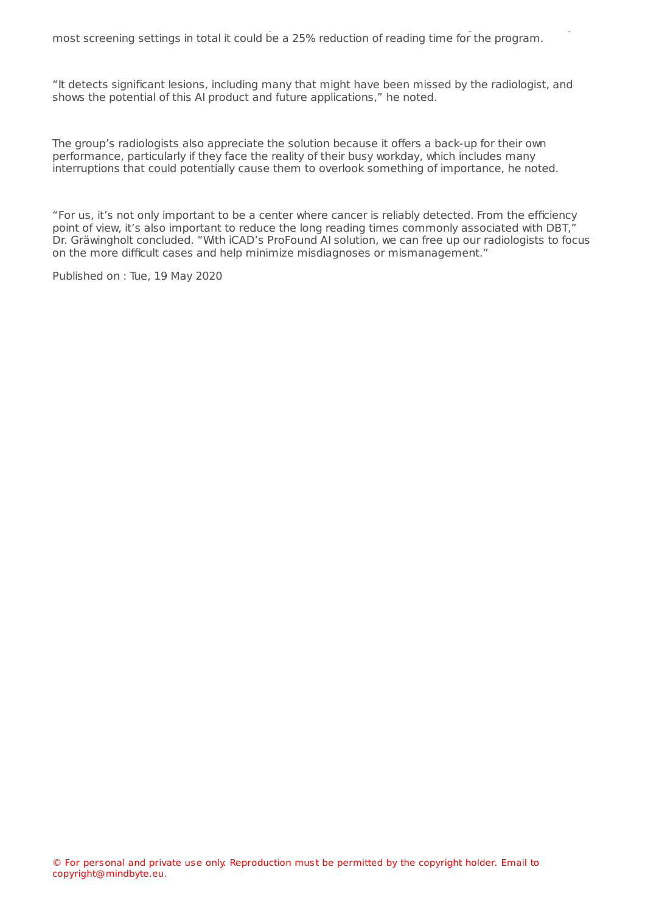most screening settings in total it could be a 25% reduction of reading time for the program.

“It detects significant lesions, including many that might have been missed by the radiologist, and shows the potential of this AI product and future applications,” he noted.

The group’s radiologists also appreciate the solution because it offers a back-up for their own performance, particularly if they face the reality of their busy workday, which includes many interruptions that could potentially cause them to overlook something of importance, he noted.

“For us, it’s not only important to be a center where cancer is reliably detected. From the efficiency point of view, it’s also important to reduce the long reading times commonly associated with DBT,” Dr. Gräwingholt concluded. “With iCAD’s ProFound AI solution, we can free up our radiologists to focus on the more difficult cases and help minimize misdiagnoses or mismanagement.”

Published on : Tue, 19 May 2020

© For personal and private use only. Reproduction must be permitted by the copyright holder. Email to copyright@mindbyte.eu.